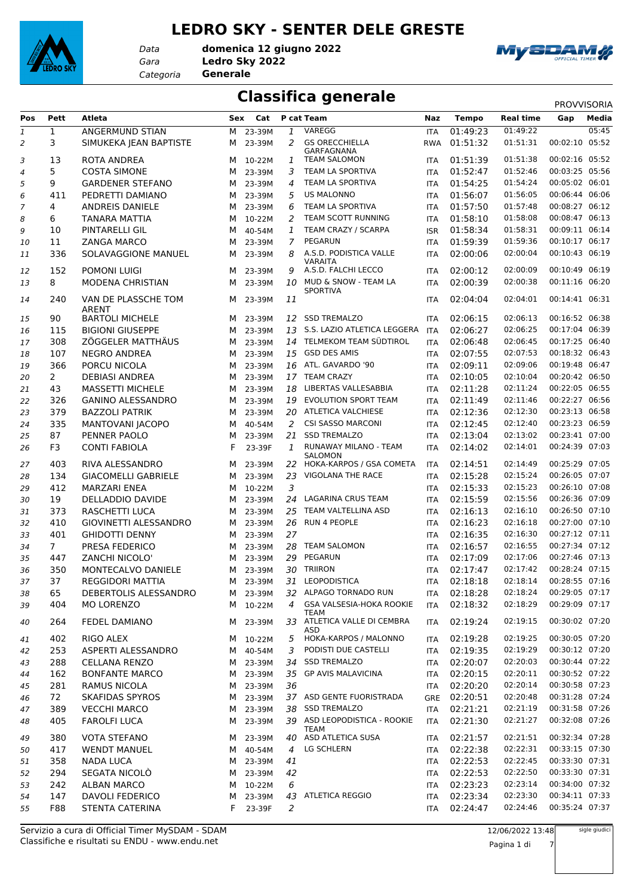# LEDRO SKY - SENTER DELE GRESTE

*Data* **domenica 12 giugno 2022**
*Gara* **Ledro Sky 2022**
*Categoria* **Generale**

## Classifica generale

PROVVISORIA

| Pos | Pett | Atleta | Sex | Cat | P cat | Team | Naz | Tempo | Real time | Gap | Media |
|---|---|---|---|---|---|---|---|---|---|---|---|
| 1 | 1 | ANGERMUND STIAN | M | 23-39M | 1 | VAREGG | ITA | 01:49:23 | 01:49:22 | | 05:45 |
| 2 | 3 | SIMUKEKA JEAN BAPTISTE | M | 23-39M | 2 | GS ORECCHIELLA GARFAGNANA | RWA | 01:51:32 | 01:51:31 | 00:02:10 | 05:52 |
| 3 | 13 | ROTA ANDREA | M | 10-22M | 1 | TEAM SALOMON | ITA | 01:51:39 | 01:51:38 | 00:02:16 | 05:52 |
| 4 | 5 | COSTA SIMONE | M | 23-39M | 3 | TEAM LA SPORTIVA | ITA | 01:52:47 | 01:52:46 | 00:03:25 | 05:56 |
| 5 | 9 | GARDENER STEFANO | M | 23-39M | 4 | TEAM LA SPORTIVA | ITA | 01:54:25 | 01:54:24 | 00:05:02 | 06:01 |
| 6 | 411 | PEDRETTI DAMIANO | M | 23-39M | 5 | US MALONNO | ITA | 01:56:07 | 01:56:05 | 00:06:44 | 06:06 |
| 7 | 4 | ANDREIS DANIELE | M | 23-39M | 6 | TEAM LA SPORTIVA | ITA | 01:57:50 | 01:57:48 | 00:08:27 | 06:12 |
| 8 | 6 | TANARA MATTIA | M | 10-22M | 2 | TEAM SCOTT RUNNING | ITA | 01:58:10 | 01:58:08 | 00:08:47 | 06:13 |
| 9 | 10 | PINTARELLI GIL | M | 40-54M | 1 | TEAM CRAZY / SCARPA | ISR | 01:58:34 | 01:58:31 | 00:09:11 | 06:14 |
| 10 | 11 | ZANGA MARCO | M | 23-39M | 7 | PEGARUN | ITA | 01:59:39 | 01:59:36 | 00:10:17 | 06:17 |
| 11 | 336 | SOLAVAGGIONE MANUEL | M | 23-39M | 8 | A.S.D. PODISTICA VALLE VARAITA | ITA | 02:00:06 | 02:00:04 | 00:10:43 | 06:19 |
| 12 | 152 | POMONI LUIGI | M | 23-39M | 9 | A.S.D. FALCHI LECCO | ITA | 02:00:12 | 02:00:09 | 00:10:49 | 06:19 |
| 13 | 8 | MODENA CHRISTIAN | M | 23-39M | 10 | MUD & SNOW - TEAM LA SPORTIVA | ITA | 02:00:39 | 02:00:38 | 00:11:16 | 06:20 |
| 14 | 240 | VAN DE PLASSCHE TOM ARENT | M | 23-39M | 11 | | ITA | 02:04:04 | 02:04:01 | 00:14:41 | 06:31 |
| 15 | 90 | BARTOLI MICHELE | M | 23-39M | 12 | SSD TREMALZO | ITA | 02:06:15 | 02:06:13 | 00:16:52 | 06:38 |
| 16 | 115 | BIGIONI GIUSEPPE | M | 23-39M | 13 | S.S. LAZIO ATLETICA LEGGERA | ITA | 02:06:27 | 02:06:25 | 00:17:04 | 06:39 |
| 17 | 308 | ZÖGGELER MATTHÄUS | M | 23-39M | 14 | TELMEKOM TEAM SÜDTIROL | ITA | 02:06:48 | 02:06:45 | 00:17:25 | 06:40 |
| 18 | 107 | NEGRO ANDREA | M | 23-39M | 15 | GSD DES AMIS | ITA | 02:07:55 | 02:07:53 | 00:18:32 | 06:43 |
| 19 | 366 | PORCU NICOLA | M | 23-39M | 16 | ATL. GAVARDO '90 | ITA | 02:09:11 | 02:09:06 | 00:19:48 | 06:47 |
| 20 | 2 | DEBIASI ANDREA | M | 23-39M | 17 | TEAM CRAZY | ITA | 02:10:05 | 02:10:04 | 00:20:42 | 06:50 |
| 21 | 43 | MASSETTI MICHELE | M | 23-39M | 18 | LIBERTAS VALLESABBIA | ITA | 02:11:28 | 02:11:24 | 00:22:05 | 06:55 |
| 22 | 326 | GANINO ALESSANDRO | M | 23-39M | 19 | EVOLUTION SPORT TEAM | ITA | 02:11:49 | 02:11:46 | 00:22:27 | 06:56 |
| 23 | 379 | BAZZOLI PATRIK | M | 23-39M | 20 | ATLETICA VALCHIESE | ITA | 02:12:36 | 02:12:30 | 00:23:13 | 06:58 |
| 24 | 335 | MANTOVANI JACOPO | M | 40-54M | 2 | CSI SASSO MARCONI | ITA | 02:12:45 | 02:12:40 | 00:23:23 | 06:59 |
| 25 | 87 | PENNER PAOLO | M | 23-39M | 21 | SSD TREMALZO | ITA | 02:13:04 | 02:13:02 | 00:23:41 | 07:00 |
| 26 | F3 | CONTI FABIOLA | F | 23-39F | 1 | RUNAWAY MILANO - TEAM SALOMON | ITA | 02:14:02 | 02:14:01 | 00:24:39 | 07:03 |
| 27 | 403 | RIVA ALESSANDRO | M | 23-39M | 22 | HOKA-KARPOS / GSA COMETA | ITA | 02:14:51 | 02:14:49 | 00:25:29 | 07:05 |
| 28 | 134 | GIACOMELLI GABRIELE | M | 23-39M | 23 | VIGOLANA THE RACE | ITA | 02:15:28 | 02:15:24 | 00:26:05 | 07:07 |
| 29 | 412 | MARZARI ENEA | M | 10-22M | 3 | | ITA | 02:15:33 | 02:15:23 | 00:26:10 | 07:08 |
| 30 | 19 | DELLADDIO DAVIDE | M | 23-39M | 24 | LAGARINA CRUS TEAM | ITA | 02:15:59 | 02:15:56 | 00:26:36 | 07:09 |
| 31 | 373 | RASCHETTI LUCA | M | 23-39M | 25 | TEAM VALTELLINA ASD | ITA | 02:16:13 | 02:16:10 | 00:26:50 | 07:10 |
| 32 | 410 | GIOVINETTI ALESSANDRO | M | 23-39M | 26 | RUN 4 PEOPLE | ITA | 02:16:23 | 02:16:18 | 00:27:00 | 07:10 |
| 33 | 401 | GHIDOTTI DENNY | M | 23-39M | 27 | | ITA | 02:16:35 | 02:16:30 | 00:27:12 | 07:11 |
| 34 | 7 | PRESA FEDERICO | M | 23-39M | 28 | TEAM SALOMON | ITA | 02:16:57 | 02:16:55 | 00:27:34 | 07:12 |
| 35 | 447 | ZANCHI NICOLO' | M | 23-39M | 29 | PEGARUN | ITA | 02:17:09 | 02:17:06 | 00:27:46 | 07:13 |
| 36 | 350 | MONTECALVO DANIELE | M | 23-39M | 30 | TRIIRON | ITA | 02:17:47 | 02:17:42 | 00:28:24 | 07:15 |
| 37 | 37 | REGGIDORI MATTIA | M | 23-39M | 31 | LEOPODISTICA | ITA | 02:18:18 | 02:18:14 | 00:28:55 | 07:16 |
| 38 | 65 | DEBERTOLIS ALESSANDRO | M | 23-39M | 32 | ALPAGO TORNADO RUN | ITA | 02:18:28 | 02:18:24 | 00:29:05 | 07:17 |
| 39 | 404 | MO LORENZO | M | 10-22M | 4 | GSA VALSESIA-HOKA ROOKIE TEAM | ITA | 02:18:32 | 02:18:29 | 00:29:09 | 07:17 |
| 40 | 264 | FEDEL DAMIANO | M | 23-39M | 33 | ATLETICA VALLE DI CEMBRA ASD | ITA | 02:19:24 | 02:19:15 | 00:30:02 | 07:20 |
| 41 | 402 | RIGO ALEX | M | 10-22M | 5 | HOKA-KARPOS / MALONNO | ITA | 02:19:28 | 02:19:25 | 00:30:05 | 07:20 |
| 42 | 253 | ASPERTI ALESSANDRO | M | 40-54M | 3 | PODISTI DUE CASTELLI | ITA | 02:19:35 | 02:19:29 | 00:30:12 | 07:20 |
| 43 | 288 | CELLANA RENZO | M | 23-39M | 34 | SSD TREMALZO | ITA | 02:20:07 | 02:20:03 | 00:30:44 | 07:22 |
| 44 | 162 | BONFANTE MARCO | M | 23-39M | 35 | GP AVIS MALAVICINA | ITA | 02:20:15 | 02:20:11 | 00:30:52 | 07:22 |
| 45 | 281 | RAMUS NICOLA | M | 23-39M | 36 | | ITA | 02:20:20 | 02:20:14 | 00:30:58 | 07:23 |
| 46 | 72 | SKAFIDAS SPYROS | M | 23-39M | 37 | ASD GENTE FUORISTRADA | GRE | 02:20:51 | 02:20:48 | 00:31:28 | 07:24 |
| 47 | 389 | VECCHI MARCO | M | 23-39M | 38 | SSD TREMALZO | ITA | 02:21:21 | 02:21:19 | 00:31:58 | 07:26 |
| 48 | 405 | FAROLFI LUCA | M | 23-39M | 39 | ASD LEOPODISTICA - ROOKIE TEAM | ITA | 02:21:30 | 02:21:27 | 00:32:08 | 07:26 |
| 49 | 380 | VOTA STEFANO | M | 23-39M | 40 | ASD ATLETICA SUSA | ITA | 02:21:57 | 02:21:51 | 00:32:34 | 07:28 |
| 50 | 417 | WENDT MANUEL | M | 40-54M | 4 | LG SCHLERN | ITA | 02:22:38 | 02:22:31 | 00:33:15 | 07:30 |
| 51 | 358 | NADA LUCA | M | 23-39M | 41 | | ITA | 02:22:53 | 02:22:45 | 00:33:30 | 07:31 |
| 52 | 294 | SEGATA NICOLÒ | M | 23-39M | 42 | | ITA | 02:22:53 | 02:22:50 | 00:33:30 | 07:31 |
| 53 | 242 | ALBAN MARCO | M | 10-22M | 6 | | ITA | 02:23:23 | 02:23:14 | 00:34:00 | 07:32 |
| 54 | 147 | DAVOLI FEDERICO | M | 23-39M | 43 | ATLETICA REGGIO | ITA | 02:23:34 | 02:23:30 | 00:34:11 | 07:33 |
| 55 | F88 | STENTA CATERINA | F | 23-39F | 2 | | ITA | 02:24:47 | 02:24:46 | 00:35:24 | 07:37 |

Servizio a cura di Official Timer MySDAM - SDAM
Classifiche e risultati su ENDU - www.endu.net

12/06/2022 13:48

sigle giudici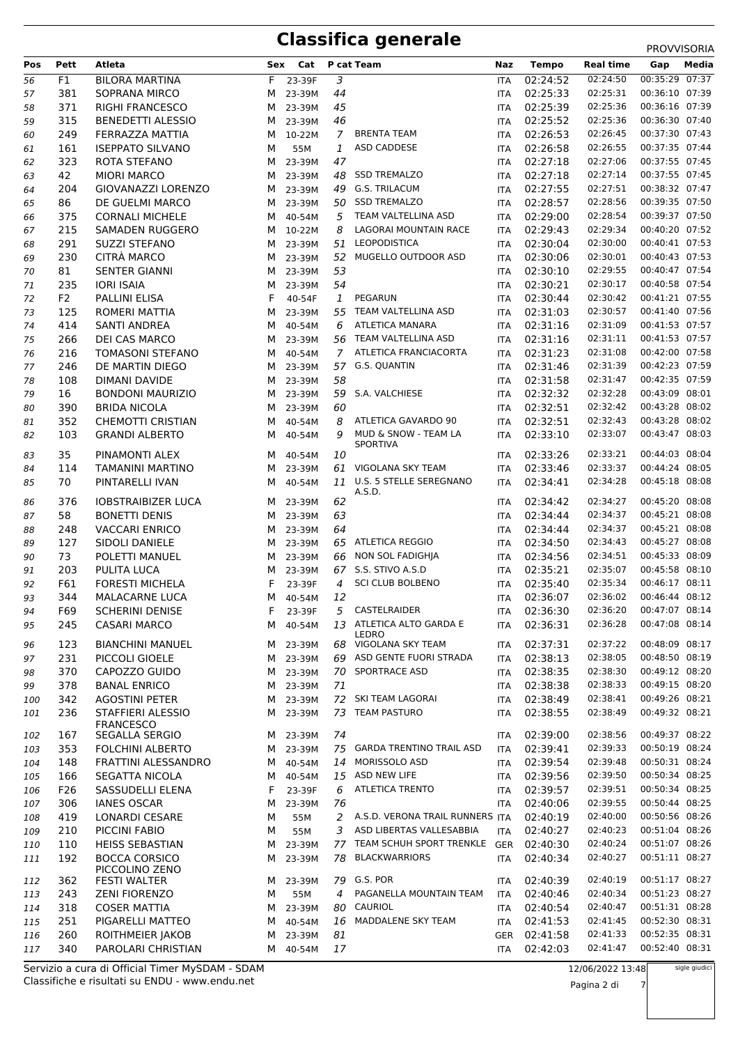# Classifica generale

PROVVISORIA

| Pos | Pett | Atleta | Sex | Cat | P cat | Team | Naz | Tempo | Real time | Gap | Media |
|---|---|---|---|---|---|---|---|---|---|---|---|
| 56 | F1 | BILORA MARTINA | F | 23-39F | 3 | | ITA | 02:24:52 | 02:24:50 | 00:35:29 | 07:37 |
| 57 | 381 | SOPRANA MIRCO | M | 23-39M | 44 | | ITA | 02:25:33 | 02:25:31 | 00:36:10 | 07:39 |
| 58 | 371 | RIGHI FRANCESCO | M | 23-39M | 45 | | ITA | 02:25:39 | 02:25:36 | 00:36:16 | 07:39 |
| 59 | 315 | BENEDETTI ALESSIO | M | 23-39M | 46 | | ITA | 02:25:52 | 02:25:36 | 00:36:30 | 07:40 |
| 60 | 249 | FERRAZZA MATTIA | M | 10-22M | 7 | BRENTA TEAM | ITA | 02:26:53 | 02:26:45 | 00:37:30 | 07:43 |
| 61 | 161 | ISEPPATO SILVANO | M | 55M | 1 | ASD CADDESE | ITA | 02:26:58 | 02:26:55 | 00:37:35 | 07:44 |
| 62 | 323 | ROTA STEFANO | M | 23-39M | 47 | | ITA | 02:27:18 | 02:27:06 | 00:37:55 | 07:45 |
| 63 | 42 | MIORI MARCO | M | 23-39M | 48 | SSD TREMALZO | ITA | 02:27:18 | 02:27:14 | 00:37:55 | 07:45 |
| 64 | 204 | GIOVANAZZI LORENZO | M | 23-39M | 49 | G.S. TRILACUM | ITA | 02:27:55 | 02:27:51 | 00:38:32 | 07:47 |
| 65 | 86 | DE GUELMI MARCO | M | 23-39M | 50 | SSD TREMALZO | ITA | 02:28:57 | 02:28:56 | 00:39:35 | 07:50 |
| 66 | 375 | CORNALI MICHELE | M | 40-54M | 5 | TEAM VALTELLINA ASD | ITA | 02:29:00 | 02:28:54 | 00:39:37 | 07:50 |
| 67 | 215 | SAMADEN RUGGERO | M | 10-22M | 8 | LAGORAI MOUNTAIN RACE | ITA | 02:29:43 | 02:29:34 | 00:40:20 | 07:52 |
| 68 | 291 | SUZZI STEFANO | M | 23-39M | 51 | LEOPODISTICA | ITA | 02:30:04 | 02:30:00 | 00:40:41 | 07:53 |
| 69 | 230 | CITRÀ MARCO | M | 23-39M | 52 | MUGELLO OUTDOOR ASD | ITA | 02:30:06 | 02:30:01 | 00:40:43 | 07:53 |
| 70 | 81 | SENTER GIANNI | M | 23-39M | 53 | | ITA | 02:30:10 | 02:29:55 | 00:40:47 | 07:54 |
| 71 | 235 | IORI ISAIA | M | 23-39M | 54 | | ITA | 02:30:21 | 02:30:17 | 00:40:58 | 07:54 |
| 72 | F2 | PALLINI ELISA | F | 40-54F | 1 | PEGARUN | ITA | 02:30:44 | 02:30:42 | 00:41:21 | 07:55 |
| 73 | 125 | ROMERI MATTIA | M | 23-39M | 55 | TEAM VALTELLINA ASD | ITA | 02:31:03 | 02:30:57 | 00:41:40 | 07:56 |
| 74 | 414 | SANTI ANDREA | M | 40-54M | 6 | ATLETICA MANARA | ITA | 02:31:16 | 02:31:09 | 00:41:53 | 07:57 |
| 75 | 266 | DEI CAS MARCO | M | 23-39M | 56 | TEAM VALTELLINA ASD | ITA | 02:31:16 | 02:31:11 | 00:41:53 | 07:57 |
| 76 | 216 | TOMASONI STEFANO | M | 40-54M | 7 | ATLETICA FRANCIACORTA | ITA | 02:31:23 | 02:31:08 | 00:42:00 | 07:58 |
| 77 | 246 | DE MARTIN DIEGO | M | 23-39M | 57 | G.S. QUANTIN | ITA | 02:31:46 | 02:31:39 | 00:42:23 | 07:59 |
| 78 | 108 | DIMANI DAVIDE | M | 23-39M | 58 | | ITA | 02:31:58 | 02:31:47 | 00:42:35 | 07:59 |
| 79 | 16 | BONDONI MAURIZIO | M | 23-39M | 59 | S.A. VALCHIESE | ITA | 02:32:32 | 02:32:28 | 00:43:09 | 08:01 |
| 80 | 390 | BRIDA NICOLA | M | 23-39M | 60 | | ITA | 02:32:51 | 02:32:42 | 00:43:28 | 08:02 |
| 81 | 352 | CHEMOTTI CRISTIAN | M | 40-54M | 8 | ATLETICA GAVARDO 90 | ITA | 02:32:51 | 02:32:43 | 00:43:28 | 08:02 |
| 82 | 103 | GRANDI ALBERTO | M | 40-54M | 9 | MUD & SNOW - TEAM LA SPORTIVA | ITA | 02:33:10 | 02:33:07 | 00:43:47 | 08:03 |
| 83 | 35 | PINAMONTI ALEX | M | 40-54M | 10 | | ITA | 02:33:26 | 02:33:21 | 00:44:03 | 08:04 |
| 84 | 114 | TAMANINI MARTINO | M | 23-39M | 61 | VIGOLANA SKY TEAM | ITA | 02:33:46 | 02:33:37 | 00:44:24 | 08:05 |
| 85 | 70 | PINTARELLI IVAN | M | 40-54M | 11 | U.S. 5 STELLE SEREGNANO A.S.D. | ITA | 02:34:41 | 02:34:28 | 00:45:18 | 08:08 |
| 86 | 376 | IOBSTRAIBIZER LUCA | M | 23-39M | 62 | | ITA | 02:34:42 | 02:34:27 | 00:45:20 | 08:08 |
| 87 | 58 | BONETTI DENIS | M | 23-39M | 63 | | ITA | 02:34:44 | 02:34:37 | 00:45:21 | 08:08 |
| 88 | 248 | VACCARI ENRICO | M | 23-39M | 64 | | ITA | 02:34:44 | 02:34:37 | 00:45:21 | 08:08 |
| 89 | 127 | SIDOLI DANIELE | M | 23-39M | 65 | ATLETICA REGGIO | ITA | 02:34:50 | 02:34:43 | 00:45:27 | 08:08 |
| 90 | 73 | POLETTI MANUEL | M | 23-39M | 66 | NON SOL FADIGHJA | ITA | 02:34:56 | 02:34:51 | 00:45:33 | 08:09 |
| 91 | 203 | PULITA LUCA | M | 23-39M | 67 | S.S. STIVO A.S.D | ITA | 02:35:21 | 02:35:07 | 00:45:58 | 08:10 |
| 92 | F61 | FORESTI MICHELA | F | 23-39F | 4 | SCI CLUB BOLBENO | ITA | 02:35:40 | 02:35:34 | 00:46:17 | 08:11 |
| 93 | 344 | MALACARNE LUCA | M | 40-54M | 12 | | ITA | 02:36:07 | 02:36:02 | 00:46:44 | 08:12 |
| 94 | F69 | SCHERINI DENISE | F | 23-39F | 5 | CASTELRAIDER | ITA | 02:36:30 | 02:36:20 | 00:47:07 | 08:14 |
| 95 | 245 | CASARI MARCO | M | 40-54M | 13 | ATLETICA ALTO GARDA E LEDRO | ITA | 02:36:31 | 02:36:28 | 00:47:08 | 08:14 |
| 96 | 123 | BIANCHINI MANUEL | M | 23-39M | 68 | VIGOLANA SKY TEAM | ITA | 02:37:31 | 02:37:22 | 00:48:09 | 08:17 |
| 97 | 231 | PICCOLI GIOELE | M | 23-39M | 69 | ASD GENTE FUORI STRADA | ITA | 02:38:13 | 02:38:05 | 00:48:50 | 08:19 |
| 98 | 370 | CAPOZZO GUIDO | M | 23-39M | 70 | SPORTRACE ASD | ITA | 02:38:35 | 02:38:30 | 00:49:12 | 08:20 |
| 99 | 378 | BANAL ENRICO | M | 23-39M | 71 | | ITA | 02:38:38 | 02:38:33 | 00:49:15 | 08:20 |
| 100 | 342 | AGOSTINI PETER | M | 23-39M | 72 | SKI TEAM LAGORAI | ITA | 02:38:49 | 02:38:41 | 00:49:26 | 08:21 |
| 101 | 236 | STAFFIERI ALESSIO FRANCESCO | M | 23-39M | 73 | TEAM PASTURO | ITA | 02:38:55 | 02:38:49 | 00:49:32 | 08:21 |
| 102 | 167 | SEGALLA SERGIO | M | 23-39M | 74 | | ITA | 02:39:00 | 02:38:56 | 00:49:37 | 08:22 |
| 103 | 353 | FOLCHINI ALBERTO | M | 23-39M | 75 | GARDA TRENTINO TRAIL ASD | ITA | 02:39:41 | 02:39:33 | 00:50:19 | 08:24 |
| 104 | 148 | FRATTINI ALESSANDRO | M | 40-54M | 14 | MORISSOLO ASD | ITA | 02:39:54 | 02:39:48 | 00:50:31 | 08:24 |
| 105 | 166 | SEGATTA NICOLA | M | 40-54M | 15 | ASD NEW LIFE | ITA | 02:39:56 | 02:39:50 | 00:50:34 | 08:25 |
| 106 | F26 | SASSUDELLI ELENA | F | 23-39F | 6 | ATLETICA TRENTO | ITA | 02:39:57 | 02:39:51 | 00:50:34 | 08:25 |
| 107 | 306 | IANES OSCAR | M | 23-39M | 76 | | ITA | 02:40:06 | 02:39:55 | 00:50:44 | 08:25 |
| 108 | 419 | LONARDI CESARE | M | 55M | 2 | A.S.D. VERONA TRAIL RUNNERS | ITA | 02:40:19 | 02:40:00 | 00:50:56 | 08:26 |
| 109 | 210 | PICCINI FABIO | M | 55M | 3 | ASD LIBERTAS VALLESABBIA | ITA | 02:40:27 | 02:40:23 | 00:51:04 | 08:26 |
| 110 | 110 | HEISS SEBASTIAN | M | 23-39M | 77 | TEAM SCHUH SPORT TRENKLE | GER | 02:40:30 | 02:40:24 | 00:51:07 | 08:26 |
| 111 | 192 | BOCCA CORSICO PICCOLINO ZENO | M | 23-39M | 78 | BLACKWARRIORS | ITA | 02:40:34 | 02:40:27 | 00:51:11 | 08:27 |
| 112 | 362 | FESTI WALTER | M | 23-39M | 79 | G.S. POR | ITA | 02:40:39 | 02:40:19 | 00:51:17 | 08:27 |
| 113 | 243 | ZENI FIORENZO | M | 55M | 4 | PAGANELLA MOUNTAIN TEAM | ITA | 02:40:46 | 02:40:34 | 00:51:23 | 08:27 |
| 114 | 318 | COSER MATTIA | M | 23-39M | 80 | CAURIOL | ITA | 02:40:54 | 02:40:47 | 00:51:31 | 08:28 |
| 115 | 251 | PIGARELLI MATTEO | M | 40-54M | 16 | MADDALENE SKY TEAM | ITA | 02:41:53 | 02:41:45 | 00:52:30 | 08:31 |
| 116 | 260 | ROITHMEIER JAKOB | M | 23-39M | 81 | | GER | 02:41:58 | 02:41:33 | 00:52:35 | 08:31 |
| 117 | 340 | PAROLARI CHRISTIAN | M | 40-54M | 17 | | ITA | 02:42:03 | 02:41:47 | 00:52:40 | 08:31 |

Servizio a cura di Official Timer MySDAM - SDAM
Classifiche e risultati su ENDU - www.endu.net

12/06/2022 13:48

sigle giudici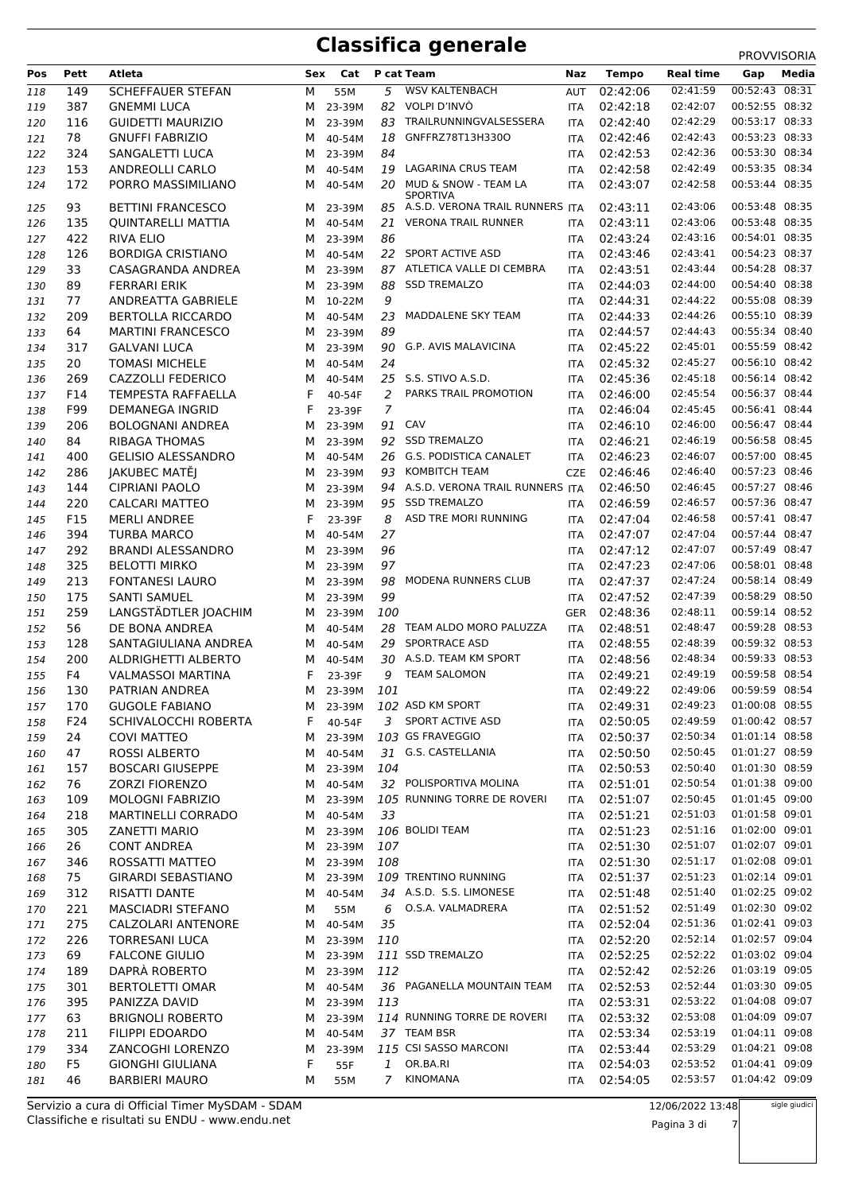# Classifica generale

PROVVISORIA

| Pos | Pett | Atleta | Sex | Cat | P cat | Team | Naz | Tempo | Real time | Gap | Media |
|---|---|---|---|---|---|---|---|---|---|---|---|
| 118 | 149 | SCHEFFAUER STEFAN | M | 55M | 5 | WSV KALTENBACH | AUT | 02:42:06 | 02:41:59 | 00:52:43 | 08:31 |
| 119 | 387 | GNEMMI LUCA | M | 23-39M | 82 | VOLPI D'INVÒ | ITA | 02:42:18 | 02:42:07 | 00:52:55 | 08:32 |
| 120 | 116 | GUIDETTI MAURIZIO | M | 23-39M | 83 | TRAILRUNNINGVALSESSERA | ITA | 02:42:40 | 02:42:29 | 00:53:17 | 08:33 |
| 121 | 78 | GNUFFI FABRIZIO | M | 40-54M | 18 | GNFFRZ78T13H330O | ITA | 02:42:46 | 02:42:43 | 00:53:23 | 08:33 |
| 122 | 324 | SANGALETTI LUCA | M | 23-39M | 84 | | ITA | 02:42:53 | 02:42:36 | 00:53:30 | 08:34 |
| 123 | 153 | ANDREOLLI CARLO | M | 40-54M | 19 | LAGARINA CRUS TEAM | ITA | 02:42:58 | 02:42:49 | 00:53:35 | 08:34 |
| 124 | 172 | PORRO MASSIMILIANO | M | 40-54M | 20 | MUD & SNOW - TEAM LA SPORTIVA | ITA | 02:43:07 | 02:42:58 | 00:53:44 | 08:35 |
| 125 | 93 | BETTINI FRANCESCO | M | 23-39M | 85 | A.S.D. VERONA TRAIL RUNNERS | ITA | 02:43:11 | 02:43:06 | 00:53:48 | 08:35 |
| 126 | 135 | QUINTARELLI MATTIA | M | 40-54M | 21 | VERONA TRAIL RUNNER | ITA | 02:43:11 | 02:43:06 | 00:53:48 | 08:35 |
| 127 | 422 | RIVA ELIO | M | 23-39M | 86 | | ITA | 02:43:24 | 02:43:16 | 00:54:01 | 08:35 |
| 128 | 126 | BORDIGA CRISTIANO | M | 40-54M | 22 | SPORT ACTIVE ASD | ITA | 02:43:46 | 02:43:41 | 00:54:23 | 08:37 |
| 129 | 33 | CASAGRANDA ANDREA | M | 23-39M | 87 | ATLETICA VALLE DI CEMBRA | ITA | 02:43:51 | 02:43:44 | 00:54:28 | 08:37 |
| 130 | 89 | FERRARI ERIK | M | 23-39M | 88 | SSD TREMALZO | ITA | 02:44:03 | 02:44:00 | 00:54:40 | 08:38 |
| 131 | 77 | ANDREATTA GABRIELE | M | 10-22M | 9 | | ITA | 02:44:31 | 02:44:22 | 00:55:08 | 08:39 |
| 132 | 209 | BERTOLLA RICCARDO | M | 40-54M | 23 | MADDALENE SKY TEAM | ITA | 02:44:33 | 02:44:26 | 00:55:10 | 08:39 |
| 133 | 64 | MARTINI FRANCESCO | M | 23-39M | 89 | | ITA | 02:44:57 | 02:44:43 | 00:55:34 | 08:40 |
| 134 | 317 | GALVANI LUCA | M | 23-39M | 90 | G.P. AVIS MALAVICINA | ITA | 02:45:22 | 02:45:01 | 00:55:59 | 08:42 |
| 135 | 20 | TOMASI MICHELE | M | 40-54M | 24 | | ITA | 02:45:32 | 02:45:27 | 00:56:10 | 08:42 |
| 136 | 269 | CAZZOLLI FEDERICO | M | 40-54M | 25 | S.S. STIVO A.S.D. | ITA | 02:45:36 | 02:45:18 | 00:56:14 | 08:42 |
| 137 | F14 | TEMPESTA RAFFAELLA | F | 40-54F | 2 | PARKS TRAIL PROMOTION | ITA | 02:46:00 | 02:45:54 | 00:56:37 | 08:44 |
| 138 | F99 | DEMANEGA INGRID | F | 23-39F | 7 | | ITA | 02:46:04 | 02:45:45 | 00:56:41 | 08:44 |
| 139 | 206 | BOLOGNANI ANDREA | M | 23-39M | 91 | CAV | ITA | 02:46:10 | 02:46:00 | 00:56:47 | 08:44 |
| 140 | 84 | RIBAGA THOMAS | M | 23-39M | 92 | SSD TREMALZO | ITA | 02:46:21 | 02:46:19 | 00:56:58 | 08:45 |
| 141 | 400 | GELISIO ALESSANDRO | M | 40-54M | 26 | G.S. PODISTICA CANALET | ITA | 02:46:23 | 02:46:07 | 00:57:00 | 08:45 |
| 142 | 286 | JAKUBEC MATĚJ | M | 23-39M | 93 | KOMBITCH TEAM | CZE | 02:46:46 | 02:46:40 | 00:57:23 | 08:46 |
| 143 | 144 | CIPRIANI PAOLO | M | 23-39M | 94 | A.S.D. VERONA TRAIL RUNNERS | ITA | 02:46:50 | 02:46:45 | 00:57:27 | 08:46 |
| 144 | 220 | CALCARI MATTEO | M | 23-39M | 95 | SSD TREMALZO | ITA | 02:46:59 | 02:46:57 | 00:57:36 | 08:47 |
| 145 | F15 | MERLI ANDREE | F | 23-39F | 8 | ASD TRE MORI RUNNING | ITA | 02:47:04 | 02:46:58 | 00:57:41 | 08:47 |
| 146 | 394 | TURBA MARCO | M | 40-54M | 27 | | ITA | 02:47:07 | 02:47:04 | 00:57:44 | 08:47 |
| 147 | 292 | BRANDI ALESSANDRO | M | 23-39M | 96 | | ITA | 02:47:12 | 02:47:07 | 00:57:49 | 08:47 |
| 148 | 325 | BELOTTI MIRKO | M | 23-39M | 97 | | ITA | 02:47:23 | 02:47:06 | 00:58:01 | 08:48 |
| 149 | 213 | FONTANESI LAURO | M | 23-39M | 98 | MODENA RUNNERS CLUB | ITA | 02:47:37 | 02:47:24 | 00:58:14 | 08:49 |
| 150 | 175 | SANTI SAMUEL | M | 23-39M | 99 | | ITA | 02:47:52 | 02:47:39 | 00:58:29 | 08:50 |
| 151 | 259 | LANGSTÄDTLER JOACHIM | M | 23-39M | 100 | | GER | 02:48:36 | 02:48:11 | 00:59:14 | 08:52 |
| 152 | 56 | DE BONA ANDREA | M | 40-54M | 28 | TEAM ALDO MORO PALUZZA | ITA | 02:48:51 | 02:48:47 | 00:59:28 | 08:53 |
| 153 | 128 | SANTAGIULIANA ANDREA | M | 40-54M | 29 | SPORTRACE ASD | ITA | 02:48:55 | 02:48:39 | 00:59:32 | 08:53 |
| 154 | 200 | ALDRIGHETTI ALBERTO | M | 40-54M | 30 | A.S.D. TEAM KM SPORT | ITA | 02:48:56 | 02:48:34 | 00:59:33 | 08:53 |
| 155 | F4 | VALMASSOI MARTINA | F | 23-39F | 9 | TEAM SALOMON | ITA | 02:49:21 | 02:49:19 | 00:59:58 | 08:54 |
| 156 | 130 | PATRIAN ANDREA | M | 23-39M | 101 | | ITA | 02:49:22 | 02:49:06 | 00:59:59 | 08:54 |
| 157 | 170 | GUGOLE FABIANO | M | 23-39M | 102 | ASD KM SPORT | ITA | 02:49:31 | 02:49:23 | 01:00:08 | 08:55 |
| 158 | F24 | SCHIVALOCCHI ROBERTA | F | 40-54F | 3 | SPORT ACTIVE ASD | ITA | 02:50:05 | 02:49:59 | 01:00:42 | 08:57 |
| 159 | 24 | COVI MATTEO | M | 23-39M | 103 | GS FRAVEGGIO | ITA | 02:50:37 | 02:50:34 | 01:01:14 | 08:58 |
| 160 | 47 | ROSSI ALBERTO | M | 40-54M | 31 | G.S. CASTELLANIA | ITA | 02:50:50 | 02:50:45 | 01:01:27 | 08:59 |
| 161 | 157 | BOSCARI GIUSEPPE | M | 23-39M | 104 | | ITA | 02:50:53 | 02:50:40 | 01:01:30 | 08:59 |
| 162 | 76 | ZORZI FIORENZO | M | 40-54M | 32 | POLISPORTIVA MOLINA | ITA | 02:51:01 | 02:50:54 | 01:01:38 | 09:00 |
| 163 | 109 | MOLOGNI FABRIZIO | M | 23-39M | 105 | RUNNING TORRE DE ROVERI | ITA | 02:51:07 | 02:50:45 | 01:01:45 | 09:00 |
| 164 | 218 | MARTINELLI CORRADO | M | 40-54M | 33 | | ITA | 02:51:21 | 02:51:03 | 01:01:58 | 09:01 |
| 165 | 305 | ZANETTI MARIO | M | 23-39M | 106 | BOLIDI TEAM | ITA | 02:51:23 | 02:51:16 | 01:02:00 | 09:01 |
| 166 | 26 | CONT ANDREA | M | 23-39M | 107 | | ITA | 02:51:30 | 02:51:07 | 01:02:07 | 09:01 |
| 167 | 346 | ROSSATTI MATTEO | M | 23-39M | 108 | | ITA | 02:51:30 | 02:51:17 | 01:02:08 | 09:01 |
| 168 | 75 | GIRARDI SEBASTIANO | M | 23-39M | 109 | TRENTINO RUNNING | ITA | 02:51:37 | 02:51:23 | 01:02:14 | 09:01 |
| 169 | 312 | RISATTI DANTE | M | 40-54M | 34 | A.S.D. S.S. LIMONESE | ITA | 02:51:48 | 02:51:40 | 01:02:25 | 09:02 |
| 170 | 221 | MASCIADRI STEFANO | M | 55M | 6 | O.S.A. VALMADRERA | ITA | 02:51:52 | 02:51:49 | 01:02:30 | 09:02 |
| 171 | 275 | CALZOLARI ANTENORE | M | 40-54M | 35 | | ITA | 02:52:04 | 02:51:36 | 01:02:41 | 09:03 |
| 172 | 226 | TORRESANI LUCA | M | 23-39M | 110 | | ITA | 02:52:20 | 02:52:14 | 01:02:57 | 09:04 |
| 173 | 69 | FALCONE GIULIO | M | 23-39M | 111 | SSD TREMALZO | ITA | 02:52:25 | 02:52:22 | 01:03:02 | 09:04 |
| 174 | 189 | DAPRÀ ROBERTO | M | 23-39M | 112 | | ITA | 02:52:42 | 02:52:26 | 01:03:19 | 09:05 |
| 175 | 301 | BERTOLETTI OMAR | M | 40-54M | 36 | PAGANELLA MOUNTAIN TEAM | ITA | 02:52:53 | 02:52:44 | 01:03:30 | 09:05 |
| 176 | 395 | PANIZZA DAVID | M | 23-39M | 113 | | ITA | 02:53:31 | 02:53:22 | 01:04:08 | 09:07 |
| 177 | 63 | BRIGNOLI ROBERTO | M | 23-39M | 114 | RUNNING TORRE DE ROVERI | ITA | 02:53:32 | 02:53:08 | 01:04:09 | 09:07 |
| 178 | 211 | FILIPPI EDOARDO | M | 40-54M | 37 | TEAM BSR | ITA | 02:53:34 | 02:53:19 | 01:04:11 | 09:08 |
| 179 | 334 | ZANCOGHI LORENZO | M | 23-39M | 115 | CSI SASSO MARCONI | ITA | 02:53:44 | 02:53:29 | 01:04:21 | 09:08 |
| 180 | F5 | GIONGHI GIULIANA | F | 55F | 1 | OR.BA.RI | ITA | 02:54:03 | 02:53:52 | 01:04:41 | 09:09 |
| 181 | 46 | BARBIERI MAURO | M | 55M | 7 | KINOMANA | ITA | 02:54:05 | 02:53:57 | 01:04:42 | 09:09 |

Servizio a cura di Official Timer MySDAM - SDAM
Classifiche e risultati su ENDU - www.endu.net

12/06/2022 13:48

sigle giudici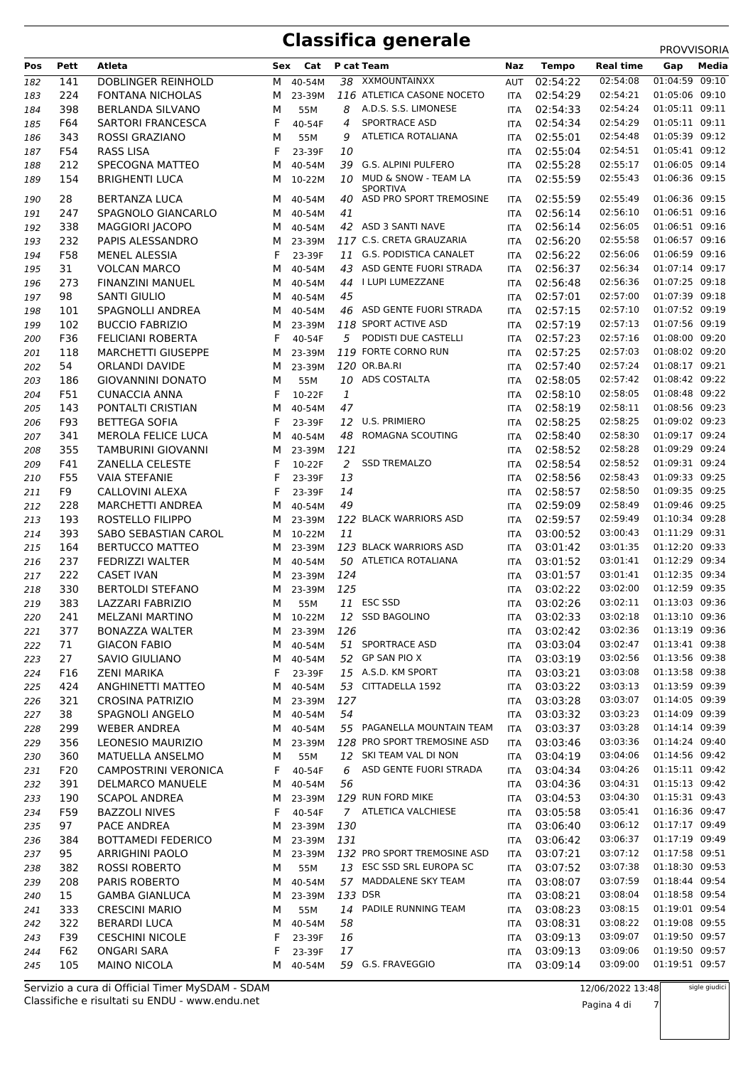# Classifica generale

PROVVISORIA

| Pos | Pett | Atleta | Sex | Cat | P cat | Team | Naz | Tempo | Real time | Gap | Media |
|---|---|---|---|---|---|---|---|---|---|---|---|
| 182 | 141 | DOBLINGER REINHOLD | M | 40-54M | 38 | XXMOUNTAINXX | AUT | 02:54:22 | 02:54:08 | 01:04:59 | 09:10 |
| 183 | 224 | FONTANA NICHOLAS | M | 23-39M | 116 | ATLETICA CASONE NOCETO | ITA | 02:54:29 | 02:54:21 | 01:05:06 | 09:10 |
| 184 | 398 | BERLANDA SILVANO | M | 55M | 8 | A.D.S. S.S. LIMONESE | ITA | 02:54:33 | 02:54:24 | 01:05:11 | 09:11 |
| 185 | F64 | SARTORI FRANCESCA | F | 40-54F | 4 | SPORTRACE ASD | ITA | 02:54:34 | 02:54:29 | 01:05:11 | 09:11 |
| 186 | 343 | ROSSI GRAZIANO | M | 55M | 9 | ATLETICA ROTALIANA | ITA | 02:55:01 | 02:54:48 | 01:05:39 | 09:12 |
| 187 | F54 | RASS LISA | F | 23-39F | 10 | | ITA | 02:55:04 | 02:54:51 | 01:05:41 | 09:12 |
| 188 | 212 | SPECOGNA MATTEO | M | 40-54M | 39 | G.S. ALPINI PULFERO | ITA | 02:55:28 | 02:55:17 | 01:06:05 | 09:14 |
| 189 | 154 | BRIGHENTI LUCA | M | 10-22M | 10 | MUD & SNOW - TEAM LA SPORTIVA | ITA | 02:55:59 | 02:55:43 | 01:06:36 | 09:15 |
| 190 | 28 | BERTANZA LUCA | M | 40-54M | 40 | ASD PRO SPORT TREMOSINE | ITA | 02:55:59 | 02:55:49 | 01:06:36 | 09:15 |
| 191 | 247 | SPAGNOLO GIANCARLO | M | 40-54M | 41 | | ITA | 02:56:14 | 02:56:10 | 01:06:51 | 09:16 |
| 192 | 338 | MAGGIORI JACOPO | M | 40-54M | 42 | ASD 3 SANTI NAVE | ITA | 02:56:14 | 02:56:05 | 01:06:51 | 09:16 |
| 193 | 232 | PAPIS ALESSANDRO | M | 23-39M | 117 | C.S. CRETA GRAUZARIA | ITA | 02:56:20 | 02:55:58 | 01:06:57 | 09:16 |
| 194 | F58 | MENEL ALESSIA | F | 23-39F | 11 | G.S. PODISTICA CANALET | ITA | 02:56:22 | 02:56:06 | 01:06:59 | 09:16 |
| 195 | 31 | VOLCAN MARCO | M | 40-54M | 43 | ASD GENTE FUORI STRADA | ITA | 02:56:37 | 02:56:34 | 01:07:14 | 09:17 |
| 196 | 273 | FINANZINI MANUEL | M | 40-54M | 44 | I LUPI LUMEZZANE | ITA | 02:56:48 | 02:56:36 | 01:07:25 | 09:18 |
| 197 | 98 | SANTI GIULIO | M | 40-54M | 45 | | ITA | 02:57:01 | 02:57:00 | 01:07:39 | 09:18 |
| 198 | 101 | SPAGNOLLI ANDREA | M | 40-54M | 46 | ASD GENTE FUORI STRADA | ITA | 02:57:15 | 02:57:10 | 01:07:52 | 09:19 |
| 199 | 102 | BUCCIO FABRIZIO | M | 23-39M | 118 | SPORT ACTIVE ASD | ITA | 02:57:19 | 02:57:13 | 01:07:56 | 09:19 |
| 200 | F36 | FELICIANI ROBERTA | F | 40-54F | 5 | PODISTI DUE CASTELLI | ITA | 02:57:23 | 02:57:16 | 01:08:00 | 09:20 |
| 201 | 118 | MARCHETTI GIUSEPPE | M | 23-39M | 119 | FORTE CORNO RUN | ITA | 02:57:25 | 02:57:03 | 01:08:02 | 09:20 |
| 202 | 54 | ORLANDI DAVIDE | M | 23-39M | 120 | OR.BA.RI | ITA | 02:57:40 | 02:57:24 | 01:08:17 | 09:21 |
| 203 | 186 | GIOVANNINI DONATO | M | 55M | 10 | ADS COSTALTA | ITA | 02:58:05 | 02:57:42 | 01:08:42 | 09:22 |
| 204 | F51 | CUNACCIA ANNA | F | 10-22F | 1 | | ITA | 02:58:10 | 02:58:05 | 01:08:48 | 09:22 |
| 205 | 143 | PONTALTI CRISTIAN | M | 40-54M | 47 | | ITA | 02:58:19 | 02:58:11 | 01:08:56 | 09:23 |
| 206 | F93 | BETTEGA SOFIA | F | 23-39F | 12 | U.S. PRIMIERO | ITA | 02:58:25 | 02:58:25 | 01:09:02 | 09:23 |
| 207 | 341 | MEROLA FELICE LUCA | M | 40-54M | 48 | ROMAGNA SCOUTING | ITA | 02:58:40 | 02:58:30 | 01:09:17 | 09:24 |
| 208 | 355 | TAMBURINI GIOVANNI | M | 23-39M | 121 | | ITA | 02:58:52 | 02:58:28 | 01:09:29 | 09:24 |
| 209 | F41 | ZANELLA CELESTE | F | 10-22F | 2 | SSD TREMALZO | ITA | 02:58:54 | 02:58:52 | 01:09:31 | 09:24 |
| 210 | F55 | VAIA STEFANIE | F | 23-39F | 13 | | ITA | 02:58:56 | 02:58:43 | 01:09:33 | 09:25 |
| 211 | F9 | CALLOVINI ALEXA | F | 23-39F | 14 | | ITA | 02:58:57 | 02:58:50 | 01:09:35 | 09:25 |
| 212 | 228 | MARCHETTI ANDREA | M | 40-54M | 49 | | ITA | 02:59:09 | 02:58:49 | 01:09:46 | 09:25 |
| 213 | 193 | ROSTELLO FILIPPO | M | 23-39M | 122 | BLACK WARRIORS ASD | ITA | 02:59:57 | 02:59:49 | 01:10:34 | 09:28 |
| 214 | 393 | SABO SEBASTIAN CAROL | M | 10-22M | 11 | | ITA | 03:00:52 | 03:00:43 | 01:11:29 | 09:31 |
| 215 | 164 | BERTUCCO MATTEO | M | 23-39M | 123 | BLACK WARRIORS ASD | ITA | 03:01:42 | 03:01:35 | 01:12:20 | 09:33 |
| 216 | 237 | FEDRIZZI WALTER | M | 40-54M | 50 | ATLETICA ROTALIANA | ITA | 03:01:52 | 03:01:41 | 01:12:29 | 09:34 |
| 217 | 222 | CASET IVAN | M | 23-39M | 124 | | ITA | 03:01:57 | 03:01:41 | 01:12:35 | 09:34 |
| 218 | 330 | BERTOLDI STEFANO | M | 23-39M | 125 | | ITA | 03:02:22 | 03:02:00 | 01:12:59 | 09:35 |
| 219 | 383 | LAZZARI FABRIZIO | M | 55M | 11 | ESC SSD | ITA | 03:02:26 | 03:02:11 | 01:13:03 | 09:36 |
| 220 | 241 | MELZANI MARTINO | M | 10-22M | 12 | SSD BAGOLINO | ITA | 03:02:33 | 03:02:18 | 01:13:10 | 09:36 |
| 221 | 377 | BONAZZA WALTER | M | 23-39M | 126 | | ITA | 03:02:42 | 03:02:36 | 01:13:19 | 09:36 |
| 222 | 71 | GIACON FABIO | M | 40-54M | 51 | SPORTRACE ASD | ITA | 03:03:04 | 03:02:47 | 01:13:41 | 09:38 |
| 223 | 27 | SAVIO GIULIANO | M | 40-54M | 52 | GP SAN PIO X | ITA | 03:03:19 | 03:02:56 | 01:13:56 | 09:38 |
| 224 | F16 | ZENI MARIKA | F | 23-39F | 15 | A.S.D. KM SPORT | ITA | 03:03:21 | 03:03:08 | 01:13:58 | 09:38 |
| 225 | 424 | ANGHINETTI MATTEO | M | 40-54M | 53 | CITTADELLA 1592 | ITA | 03:03:22 | 03:03:13 | 01:13:59 | 09:39 |
| 226 | 321 | CROSINA PATRIZIO | M | 23-39M | 127 | | ITA | 03:03:28 | 03:03:07 | 01:14:05 | 09:39 |
| 227 | 38 | SPAGNOLI ANGELO | M | 40-54M | 54 | | ITA | 03:03:32 | 03:03:23 | 01:14:09 | 09:39 |
| 228 | 299 | WEBER ANDREA | M | 40-54M | 55 | PAGANELLA MOUNTAIN TEAM | ITA | 03:03:37 | 03:03:28 | 01:14:14 | 09:39 |
| 229 | 356 | LEONESIO MAURIZIO | M | 23-39M | 128 | PRO SPORT TREMOSINE ASD | ITA | 03:03:46 | 03:03:36 | 01:14:24 | 09:40 |
| 230 | 360 | MATUELLA ANSELMO | M | 55M | 12 | SKI TEAM VAL DI NON | ITA | 03:04:19 | 03:04:06 | 01:14:56 | 09:42 |
| 231 | F20 | CAMPOSTRINI VERONICA | F | 40-54F | 6 | ASD GENTE FUORI STRADA | ITA | 03:04:34 | 03:04:26 | 01:15:11 | 09:42 |
| 232 | 391 | DELMARCO MANUELE | M | 40-54M | 56 | | ITA | 03:04:36 | 03:04:31 | 01:15:13 | 09:42 |
| 233 | 190 | SCAPOL ANDREA | M | 23-39M | 129 | RUN FORD MIKE | ITA | 03:04:53 | 03:04:30 | 01:15:31 | 09:43 |
| 234 | F59 | BAZZOLI NIVES | F | 40-54F | 7 | ATLETICA VALCHIESE | ITA | 03:05:58 | 03:05:41 | 01:16:36 | 09:47 |
| 235 | 97 | PACE ANDREA | M | 23-39M | 130 | | ITA | 03:06:40 | 03:06:12 | 01:17:17 | 09:49 |
| 236 | 384 | BOTTAMEDI FEDERICO | M | 23-39M | 131 | | ITA | 03:06:42 | 03:06:37 | 01:17:19 | 09:49 |
| 237 | 95 | ARRIGHINI PAOLO | M | 23-39M | 132 | PRO SPORT TREMOSINE ASD | ITA | 03:07:21 | 03:07:12 | 01:17:58 | 09:51 |
| 238 | 382 | ROSSI ROBERTO | M | 55M | 13 | ESC SSD SRL EUROPA SC | ITA | 03:07:52 | 03:07:38 | 01:18:30 | 09:53 |
| 239 | 208 | PARIS ROBERTO | M | 40-54M | 57 | MADDALENE SKY TEAM | ITA | 03:08:07 | 03:07:59 | 01:18:44 | 09:54 |
| 240 | 15 | GAMBA GIANLUCA | M | 23-39M | 133 | DSR | ITA | 03:08:21 | 03:08:04 | 01:18:58 | 09:54 |
| 241 | 333 | CRESCINI MARIO | M | 55M | 14 | PADILE RUNNING TEAM | ITA | 03:08:23 | 03:08:15 | 01:19:01 | 09:54 |
| 242 | 322 | BERARDI LUCA | M | 40-54M | 58 | | ITA | 03:08:31 | 03:08:22 | 01:19:08 | 09:55 |
| 243 | F39 | CESCHINI NICOLE | F | 23-39F | 16 | | ITA | 03:09:13 | 03:09:07 | 01:19:50 | 09:57 |
| 244 | F62 | ONGARI SARA | F | 23-39F | 17 | | ITA | 03:09:13 | 03:09:06 | 01:19:50 | 09:57 |
| 245 | 105 | MAINO NICOLA | M | 40-54M | 59 | G.S. FRAVEGGIO | ITA | 03:09:14 | 03:09:00 | 01:19:51 | 09:57 |

Servizio a cura di Official Timer MySDAM - SDAM
Classifiche e risultati su ENDU - www.endu.net

12/06/2022 13:48

sigle giudici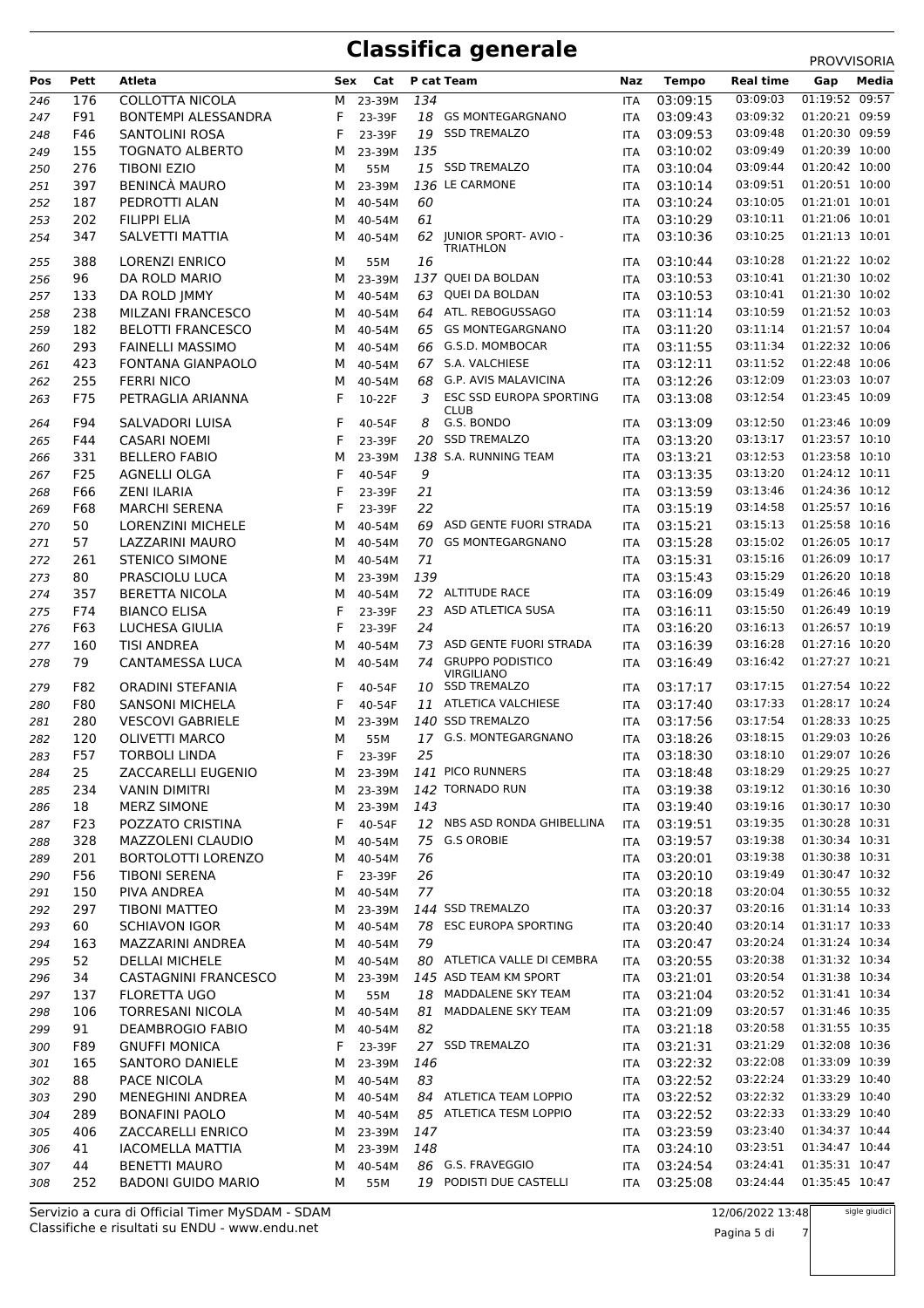# Classifica generale

PROVVISORIA

| Pos | Pett | Atleta | Sex | Cat | P cat | Team | Naz | Tempo | Real time | Gap | Media |
|---|---|---|---|---|---|---|---|---|---|---|---|
| 246 | 176 | COLLOTTA NICOLA | M | 23-39M | 134 | | ITA | 03:09:15 | 03:09:03 | 01:19:52 | 09:57 |
| 247 | F91 | BONTEMPI ALESSANDRA | F | 23-39F | 18 | GS MONTEGARGNANO | ITA | 03:09:43 | 03:09:32 | 01:20:21 | 09:59 |
| 248 | F46 | SANTOLINI ROSA | F | 23-39F | 19 | SSD TREMALZO | ITA | 03:09:53 | 03:09:48 | 01:20:30 | 09:59 |
| 249 | 155 | TOGNATO ALBERTO | M | 23-39M | 135 | | ITA | 03:10:02 | 03:09:49 | 01:20:39 | 10:00 |
| 250 | 276 | TIBONI EZIO | M | 55M | 15 | SSD TREMALZO | ITA | 03:10:04 | 03:09:44 | 01:20:42 | 10:00 |
| 251 | 397 | BENINCÀ MAURO | M | 23-39M | 136 | LE CARMONE | ITA | 03:10:14 | 03:09:51 | 01:20:51 | 10:00 |
| 252 | 187 | PEDROTTI ALAN | M | 40-54M | 60 | | ITA | 03:10:24 | 03:10:05 | 01:21:01 | 10:01 |
| 253 | 202 | FILIPPI ELIA | M | 40-54M | 61 | | ITA | 03:10:29 | 03:10:11 | 01:21:06 | 10:01 |
| 254 | 347 | SALVETTI MATTIA | M | 40-54M | 62 | JUNIOR SPORT- AVIO - TRIATHLON | ITA | 03:10:36 | 03:10:25 | 01:21:13 | 10:01 |
| 255 | 388 | LORENZI ENRICO | M | 55M | 16 | | ITA | 03:10:44 | 03:10:28 | 01:21:22 | 10:02 |
| 256 | 96 | DA ROLD MARIO | M | 23-39M | 137 | QUEI DA BOLDAN | ITA | 03:10:53 | 03:10:41 | 01:21:30 | 10:02 |
| 257 | 133 | DA ROLD JMMY | M | 40-54M | 63 | QUEI DA BOLDAN | ITA | 03:10:53 | 03:10:41 | 01:21:30 | 10:02 |
| 258 | 238 | MILZANI FRANCESCO | M | 40-54M | 64 | ATL. REBOGUSSAGO | ITA | 03:11:14 | 03:10:59 | 01:21:52 | 10:03 |
| 259 | 182 | BELOTTI FRANCESCO | M | 40-54M | 65 | GS MONTEGARGNANO | ITA | 03:11:20 | 03:11:14 | 01:21:57 | 10:04 |
| 260 | 293 | FAINELLI MASSIMO | M | 40-54M | 66 | G.S.D. MOMBOCAR | ITA | 03:11:55 | 03:11:34 | 01:22:32 | 10:06 |
| 261 | 423 | FONTANA GIANPAOLO | M | 40-54M | 67 | S.A. VALCHIESE | ITA | 03:12:11 | 03:11:52 | 01:22:48 | 10:06 |
| 262 | 255 | FERRI NICO | M | 40-54M | 68 | G.P. AVIS MALAVICINA | ITA | 03:12:26 | 03:12:09 | 01:23:03 | 10:07 |
| 263 | F75 | PETRAGLIA ARIANNA | F | 10-22F | 3 | ESC SSD EUROPA SPORTING CLUB | ITA | 03:13:08 | 03:12:54 | 01:23:45 | 10:09 |
| 264 | F94 | SALVADORI LUISA | F | 40-54F | 8 | G.S. BONDO | ITA | 03:13:09 | 03:12:50 | 01:23:46 | 10:09 |
| 265 | F44 | CASARI NOEMI | F | 23-39F | 20 | SSD TREMALZO | ITA | 03:13:20 | 03:13:17 | 01:23:57 | 10:10 |
| 266 | 331 | BELLERO FABIO | M | 23-39M | 138 | S.A. RUNNING TEAM | ITA | 03:13:21 | 03:12:53 | 01:23:58 | 10:10 |
| 267 | F25 | AGNELLI OLGA | F | 40-54F | 9 | | ITA | 03:13:35 | 03:13:20 | 01:24:12 | 10:11 |
| 268 | F66 | ZENI ILARIA | F | 23-39F | 21 | | ITA | 03:13:59 | 03:13:46 | 01:24:36 | 10:12 |
| 269 | F68 | MARCHI SERENA | F | 23-39F | 22 | | ITA | 03:15:19 | 03:14:58 | 01:25:57 | 10:16 |
| 270 | 50 | LORENZINI MICHELE | M | 40-54M | 69 | ASD GENTE FUORI STRADA | ITA | 03:15:21 | 03:15:13 | 01:25:58 | 10:16 |
| 271 | 57 | LAZZARINI MAURO | M | 40-54M | 70 | GS MONTEGARGNANO | ITA | 03:15:28 | 03:15:02 | 01:26:05 | 10:17 |
| 272 | 261 | STENICO SIMONE | M | 40-54M | 71 | | ITA | 03:15:31 | 03:15:16 | 01:26:09 | 10:17 |
| 273 | 80 | PRASCIOLU LUCA | M | 23-39M | 139 | | ITA | 03:15:43 | 03:15:29 | 01:26:20 | 10:18 |
| 274 | 357 | BERETTA NICOLA | M | 40-54M | 72 | ALTITUDE RACE | ITA | 03:16:09 | 03:15:49 | 01:26:46 | 10:19 |
| 275 | F74 | BIANCO ELISA | F | 23-39F | 23 | ASD ATLETICA SUSA | ITA | 03:16:11 | 03:15:50 | 01:26:49 | 10:19 |
| 276 | F63 | LUCHESA GIULIA | F | 23-39F | 24 | | ITA | 03:16:20 | 03:16:13 | 01:26:57 | 10:19 |
| 277 | 160 | TISI ANDREA | M | 40-54M | 73 | ASD GENTE FUORI STRADA | ITA | 03:16:39 | 03:16:28 | 01:27:16 | 10:20 |
| 278 | 79 | CANTAMESSA LUCA | M | 40-54M | 74 | GRUPPO PODISTICO VIRGILIANO | ITA | 03:16:49 | 03:16:42 | 01:27:27 | 10:21 |
| 279 | F82 | ORADINI STEFANIA | F | 40-54F | 10 | SSD TREMALZO | ITA | 03:17:17 | 03:17:15 | 01:27:54 | 10:22 |
| 280 | F80 | SANSONI MICHELA | F | 40-54F | 11 | ATLETICA VALCHIESE | ITA | 03:17:40 | 03:17:33 | 01:28:17 | 10:24 |
| 281 | 280 | VESCOVI GABRIELE | M | 23-39M | 140 | SSD TREMALZO | ITA | 03:17:56 | 03:17:54 | 01:28:33 | 10:25 |
| 282 | 120 | OLIVETTI MARCO | M | 55M | 17 | G.S. MONTEGARGNANO | ITA | 03:18:26 | 03:18:15 | 01:29:03 | 10:26 |
| 283 | F57 | TORBOLI LINDA | F | 23-39F | 25 | | ITA | 03:18:30 | 03:18:10 | 01:29:07 | 10:26 |
| 284 | 25 | ZACCARELLI EUGENIO | M | 23-39M | 141 | PICO RUNNERS | ITA | 03:18:48 | 03:18:29 | 01:29:25 | 10:27 |
| 285 | 234 | VANIN DIMITRI | M | 23-39M | 142 | TORNADO RUN | ITA | 03:19:38 | 03:19:12 | 01:30:16 | 10:30 |
| 286 | 18 | MERZ SIMONE | M | 23-39M | 143 | | ITA | 03:19:40 | 03:19:16 | 01:30:17 | 10:30 |
| 287 | F23 | POZZATO CRISTINA | F | 40-54F | 12 | NBS ASD RONDA GHIBELLINA | ITA | 03:19:51 | 03:19:35 | 01:30:28 | 10:31 |
| 288 | 328 | MAZZOLENI CLAUDIO | M | 40-54M | 75 | G.S OROBIE | ITA | 03:19:57 | 03:19:38 | 01:30:34 | 10:31 |
| 289 | 201 | BORTOLOTTI LORENZO | M | 40-54M | 76 | | ITA | 03:20:01 | 03:19:38 | 01:30:38 | 10:31 |
| 290 | F56 | TIBONI SERENA | F | 23-39F | 26 | | ITA | 03:20:10 | 03:19:49 | 01:30:47 | 10:32 |
| 291 | 150 | PIVA ANDREA | M | 40-54M | 77 | | ITA | 03:20:18 | 03:20:04 | 01:30:55 | 10:32 |
| 292 | 297 | TIBONI MATTEO | M | 23-39M | 144 | SSD TREMALZO | ITA | 03:20:37 | 03:20:16 | 01:31:14 | 10:33 |
| 293 | 60 | SCHIAVON IGOR | M | 40-54M | 78 | ESC EUROPA SPORTING | ITA | 03:20:40 | 03:20:14 | 01:31:17 | 10:33 |
| 294 | 163 | MAZZARINI ANDREA | M | 40-54M | 79 | | ITA | 03:20:47 | 03:20:24 | 01:31:24 | 10:34 |
| 295 | 52 | DELLAI MICHELE | M | 40-54M | 80 | ATLETICA VALLE DI CEMBRA | ITA | 03:20:55 | 03:20:38 | 01:31:32 | 10:34 |
| 296 | 34 | CASTAGNINI FRANCESCO | M | 23-39M | 145 | ASD TEAM KM SPORT | ITA | 03:21:01 | 03:20:54 | 01:31:38 | 10:34 |
| 297 | 137 | FLORETTA UGO | M | 55M | 18 | MADDALENE SKY TEAM | ITA | 03:21:04 | 03:20:52 | 01:31:41 | 10:34 |
| 298 | 106 | TORRESANI NICOLA | M | 40-54M | 81 | MADDALENE SKY TEAM | ITA | 03:21:09 | 03:20:57 | 01:31:46 | 10:35 |
| 299 | 91 | DEAMBROGIO FABIO | M | 40-54M | 82 | | ITA | 03:21:18 | 03:20:58 | 01:31:55 | 10:35 |
| 300 | F89 | GNUFFI MONICA | F | 23-39F | 27 | SSD TREMALZO | ITA | 03:21:31 | 03:21:29 | 01:32:08 | 10:36 |
| 301 | 165 | SANTORO DANIELE | M | 23-39M | 146 | | ITA | 03:22:32 | 03:22:08 | 01:33:09 | 10:39 |
| 302 | 88 | PACE NICOLA | M | 40-54M | 83 | | ITA | 03:22:52 | 03:22:24 | 01:33:29 | 10:40 |
| 303 | 290 | MENEGHINI ANDREA | M | 40-54M | 84 | ATLETICA TEAM LOPPIO | ITA | 03:22:52 | 03:22:32 | 01:33:29 | 10:40 |
| 304 | 289 | BONAFINI PAOLO | M | 40-54M | 85 | ATLETICA TESM LOPPIO | ITA | 03:22:52 | 03:22:33 | 01:33:29 | 10:40 |
| 305 | 406 | ZACCARELLI ENRICO | M | 23-39M | 147 | | ITA | 03:23:59 | 03:23:40 | 01:34:37 | 10:44 |
| 306 | 41 | IACOMELLA MATTIA | M | 23-39M | 148 | | ITA | 03:24:10 | 03:23:51 | 01:34:47 | 10:44 |
| 307 | 44 | BENETTI MAURO | M | 40-54M | 86 | G.S. FRAVEGGIO | ITA | 03:24:54 | 03:24:41 | 01:35:31 | 10:47 |
| 308 | 252 | BADONI GUIDO MARIO | M | 55M | 19 | PODISTI DUE CASTELLI | ITA | 03:25:08 | 03:24:44 | 01:35:45 | 10:47 |

Servizio a cura di Official Timer MySDAM - SDAM
Classifiche e risultati su ENDU - www.endu.net

12/06/2022 13:48

sigle giudici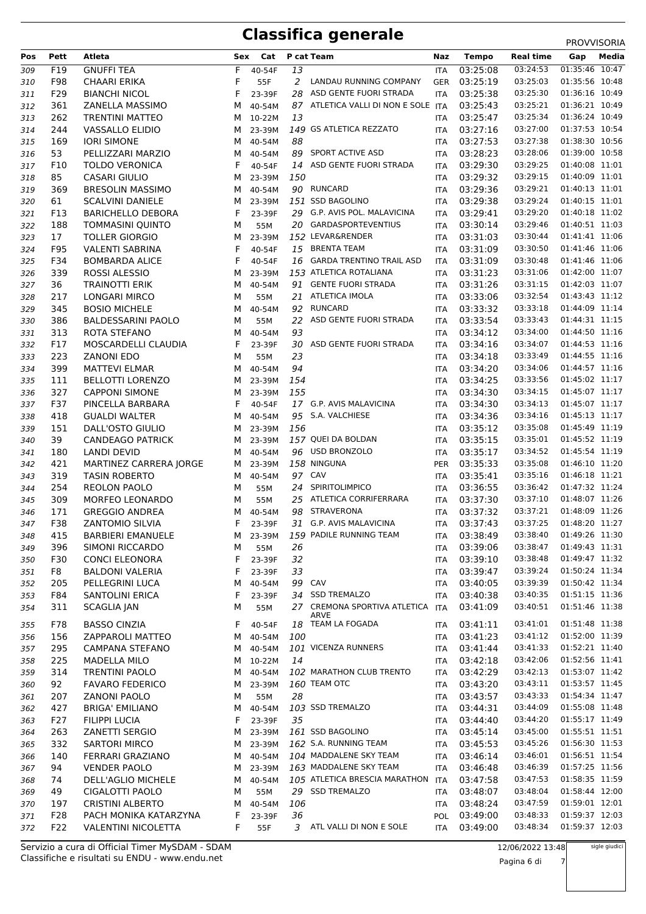# Classifica generale

PROVVISORIA

| Pos | Pett | Atleta | Sex | Cat | P cat | Team | Naz | Tempo | Real time | Gap | Media |
|---|---|---|---|---|---|---|---|---|---|---|---|
| 309 | F19 | GNUFFI TEA | F | 40-54F | 13 | | ITA | 03:25:08 | 03:24:53 | 01:35:46 | 10:47 |
| 310 | F98 | CHAARI ERIKA | F | 55F | 2 | LANDAU RUNNING COMPANY | GER | 03:25:19 | 03:25:03 | 01:35:56 | 10:48 |
| 311 | F29 | BIANCHI NICOL | F | 23-39F | 28 | ASD GENTE FUORI STRADA | ITA | 03:25:38 | 03:25:30 | 01:36:16 | 10:49 |
| 312 | 361 | ZANELLA MASSIMO | M | 40-54M | 87 | ATLETICA VALLI DI NON E SOLE | ITA | 03:25:43 | 03:25:21 | 01:36:21 | 10:49 |
| 313 | 262 | TRENTINI MATTEO | M | 10-22M | 13 | | ITA | 03:25:47 | 03:25:34 | 01:36:24 | 10:49 |
| 314 | 244 | VASSALLO ELIDIO | M | 23-39M | 149 | GS ATLETICA REZZATO | ITA | 03:27:16 | 03:27:00 | 01:37:53 | 10:54 |
| 315 | 169 | IORI SIMONE | M | 40-54M | 88 | | ITA | 03:27:53 | 03:27:38 | 01:38:30 | 10:56 |
| 316 | 53 | PELLIZZARI MARZIO | M | 40-54M | 89 | SPORT ACTIVE ASD | ITA | 03:28:23 | 03:28:06 | 01:39:00 | 10:58 |
| 317 | F10 | TOLDO VERONICA | F | 40-54F | 14 | ASD GENTE FUORI STRADA | ITA | 03:29:30 | 03:29:25 | 01:40:08 | 11:01 |
| 318 | 85 | CASARI GIULIO | M | 23-39M | 150 | | ITA | 03:29:32 | 03:29:15 | 01:40:09 | 11:01 |
| 319 | 369 | BRESOLIN MASSIMO | M | 40-54M | 90 | RUNCARD | ITA | 03:29:36 | 03:29:21 | 01:40:13 | 11:01 |
| 320 | 61 | SCALVINI DANIELE | M | 23-39M | 151 | SSD BAGOLINO | ITA | 03:29:38 | 03:29:24 | 01:40:15 | 11:01 |
| 321 | F13 | BARICHELLO DEBORA | F | 23-39F | 29 | G.P. AVIS POL. MALAVICINA | ITA | 03:29:41 | 03:29:20 | 01:40:18 | 11:02 |
| 322 | 188 | TOMMASINI QUINTO | M | 55M | 20 | GARDASPORTEVENTIUS | ITA | 03:30:14 | 03:29:46 | 01:40:51 | 11:03 |
| 323 | 17 | TOLLER GIORGIO | M | 23-39M | 152 | LEVAR&RENDER | ITA | 03:31:03 | 03:30:44 | 01:41:41 | 11:06 |
| 324 | F95 | VALENTI SABRINA | F | 40-54F | 15 | BRENTA TEAM | ITA | 03:31:09 | 03:30:50 | 01:41:46 | 11:06 |
| 325 | F34 | BOMBARDA ALICE | F | 40-54F | 16 | GARDA TRENTINO TRAIL ASD | ITA | 03:31:09 | 03:30:48 | 01:41:46 | 11:06 |
| 326 | 339 | ROSSI ALESSIO | M | 23-39M | 153 | ATLETICA ROTALIANA | ITA | 03:31:23 | 03:31:06 | 01:42:00 | 11:07 |
| 327 | 36 | TRAINOTTI ERIK | M | 40-54M | 91 | GENTE FUORI STRADA | ITA | 03:31:26 | 03:31:15 | 01:42:03 | 11:07 |
| 328 | 217 | LONGARI MIRCO | M | 55M | 21 | ATLETICA IMOLA | ITA | 03:33:06 | 03:32:54 | 01:43:43 | 11:12 |
| 329 | 345 | BOSIO MICHELE | M | 40-54M | 92 | RUNCARD | ITA | 03:33:32 | 03:33:18 | 01:44:09 | 11:14 |
| 330 | 386 | BALDESSARINI PAOLO | M | 55M | 22 | ASD GENTE FUORI STRADA | ITA | 03:33:54 | 03:33:43 | 01:44:31 | 11:15 |
| 331 | 313 | ROTA STEFANO | M | 40-54M | 93 | | ITA | 03:34:12 | 03:34:00 | 01:44:50 | 11:16 |
| 332 | F17 | MOSCARDELLI CLAUDIA | F | 23-39F | 30 | ASD GENTE FUORI STRADA | ITA | 03:34:16 | 03:34:07 | 01:44:53 | 11:16 |
| 333 | 223 | ZANONI EDO | M | 55M | 23 | | ITA | 03:34:18 | 03:33:49 | 01:44:55 | 11:16 |
| 334 | 399 | MATTEVI ELMAR | M | 40-54M | 94 | | ITA | 03:34:20 | 03:34:06 | 01:44:57 | 11:16 |
| 335 | 111 | BELLOTTI LORENZO | M | 23-39M | 154 | | ITA | 03:34:25 | 03:33:56 | 01:45:02 | 11:17 |
| 336 | 327 | CAPPONI SIMONE | M | 23-39M | 155 | | ITA | 03:34:30 | 03:34:15 | 01:45:07 | 11:17 |
| 337 | F37 | PINCELLA BARBARA | F | 40-54F | 17 | G.P. AVIS MALAVICINA | ITA | 03:34:30 | 03:34:13 | 01:45:07 | 11:17 |
| 338 | 418 | GUALDI WALTER | M | 40-54M | 95 | S.A. VALCHIESE | ITA | 03:34:36 | 03:34:16 | 01:45:13 | 11:17 |
| 339 | 151 | DALL'OSTO GIULIO | M | 23-39M | 156 | | ITA | 03:35:12 | 03:35:08 | 01:45:49 | 11:19 |
| 340 | 39 | CANDEAGO PATRICK | M | 23-39M | 157 | QUEI DA BOLDAN | ITA | 03:35:15 | 03:35:01 | 01:45:52 | 11:19 |
| 341 | 180 | LANDI DEVID | M | 40-54M | 96 | USD BRONZOLO | ITA | 03:35:17 | 03:34:52 | 01:45:54 | 11:19 |
| 342 | 421 | MARTINEZ CARRERA JORGE | M | 23-39M | 158 | NINGUNA | PER | 03:35:33 | 03:35:08 | 01:46:10 | 11:20 |
| 343 | 319 | TASIN ROBERTO | M | 40-54M | 97 | CAV | ITA | 03:35:41 | 03:35:16 | 01:46:18 | 11:21 |
| 344 | 254 | REOLON PAOLO | M | 55M | 24 | SPIRITOLIMPICO | ITA | 03:36:55 | 03:36:42 | 01:47:32 | 11:24 |
| 345 | 309 | MORFEO LEONARDO | M | 55M | 25 | ATLETICA CORRIFERRARA | ITA | 03:37:30 | 03:37:10 | 01:48:07 | 11:26 |
| 346 | 171 | GREGGIO ANDREA | M | 40-54M | 98 | STRAVERONA | ITA | 03:37:32 | 03:37:21 | 01:48:09 | 11:26 |
| 347 | F38 | ZANTOMIO SILVIA | F | 23-39F | 31 | G.P. AVIS MALAVICINA | ITA | 03:37:43 | 03:37:25 | 01:48:20 | 11:27 |
| 348 | 415 | BARBIERI EMANUELE | M | 23-39M | 159 | PADILE RUNNING TEAM | ITA | 03:38:49 | 03:38:40 | 01:49:26 | 11:30 |
| 349 | 396 | SIMONI RICCARDO | M | 55M | 26 | | ITA | 03:39:06 | 03:38:47 | 01:49:43 | 11:31 |
| 350 | F30 | CONCI ELEONORA | F | 23-39F | 32 | | ITA | 03:39:10 | 03:38:48 | 01:49:47 | 11:32 |
| 351 | F8 | BALDONI VALERIA | F | 23-39F | 33 | | ITA | 03:39:47 | 03:39:24 | 01:50:24 | 11:34 |
| 352 | 205 | PELLEGRINI LUCA | M | 40-54M | 99 | CAV | ITA | 03:40:05 | 03:39:39 | 01:50:42 | 11:34 |
| 353 | F84 | SANTOLINI ERICA | F | 23-39F | 34 | SSD TREMALZO | ITA | 03:40:38 | 03:40:35 | 01:51:15 | 11:36 |
| 354 | 311 | SCAGLIA JAN | M | 55M | 27 | CREMONA SPORTIVA ATLETICA ARVE | ITA | 03:41:09 | 03:40:51 | 01:51:46 | 11:38 |
| 355 | F78 | BASSO CINZIA | F | 40-54F | 18 | TEAM LA FOGADA | ITA | 03:41:11 | 03:41:01 | 01:51:48 | 11:38 |
| 356 | 156 | ZAPPAROLI MATTEO | M | 40-54M | 100 | | ITA | 03:41:23 | 03:41:12 | 01:52:00 | 11:39 |
| 357 | 295 | CAMPANA STEFANO | M | 40-54M | 101 | VICENZA RUNNERS | ITA | 03:41:44 | 03:41:33 | 01:52:21 | 11:40 |
| 358 | 225 | MADELLA MILO | M | 10-22M | 14 | | ITA | 03:42:18 | 03:42:06 | 01:52:56 | 11:41 |
| 359 | 314 | TRENTINI PAOLO | M | 40-54M | 102 | MARATHON CLUB TRENTO | ITA | 03:42:29 | 03:42:13 | 01:53:07 | 11:42 |
| 360 | 92 | FAVARO FEDERICO | M | 23-39M | 160 | TEAM OTC | ITA | 03:43:20 | 03:43:11 | 01:53:57 | 11:45 |
| 361 | 207 | ZANONI PAOLO | M | 55M | 28 | | ITA | 03:43:57 | 03:43:33 | 01:54:34 | 11:47 |
| 362 | 427 | BRIGA' EMILIANO | M | 40-54M | 103 | SSD TREMALZO | ITA | 03:44:31 | 03:44:09 | 01:55:08 | 11:48 |
| 363 | F27 | FILIPPI LUCIA | F | 23-39F | 35 | | ITA | 03:44:40 | 03:44:20 | 01:55:17 | 11:49 |
| 364 | 263 | ZANETTI SERGIO | M | 23-39M | 161 | SSD BAGOLINO | ITA | 03:45:14 | 03:45:00 | 01:55:51 | 11:51 |
| 365 | 332 | SARTORI MIRCO | M | 23-39M | 162 | S.A. RUNNING TEAM | ITA | 03:45:53 | 03:45:26 | 01:56:30 | 11:53 |
| 366 | 140 | FERRARI GRAZIANO | M | 40-54M | 104 | MADDALENE SKY TEAM | ITA | 03:46:14 | 03:46:01 | 01:56:51 | 11:54 |
| 367 | 94 | VENDER PAOLO | M | 23-39M | 163 | MADDALENE SKY TEAM | ITA | 03:46:48 | 03:46:39 | 01:57:25 | 11:56 |
| 368 | 74 | DELL'AGLIO MICHELE | M | 40-54M | 105 | ATLETICA BRESCIA MARATHON | ITA | 03:47:58 | 03:47:53 | 01:58:35 | 11:59 |
| 369 | 49 | CIGALOTTI PAOLO | M | 55M | 29 | SSD TREMALZO | ITA | 03:48:07 | 03:48:04 | 01:58:44 | 12:00 |
| 370 | 197 | CRISTINI ALBERTO | M | 40-54M | 106 | | ITA | 03:48:24 | 03:47:59 | 01:59:01 | 12:01 |
| 371 | F28 | PACH MONIKA KATARZYNA | F | 23-39F | 36 | | POL | 03:49:00 | 03:48:33 | 01:59:37 | 12:03 |
| 372 | F22 | VALENTINI NICOLETTA | F | 55F | 3 | ATL VALLI DI NON E SOLE | ITA | 03:49:00 | 03:48:34 | 01:59:37 | 12:03 |

Servizio a cura di Official Timer MySDAM - SDAM
Classifiche e risultati su ENDU - www.endu.net

12/06/2022 13:48

sigle giudici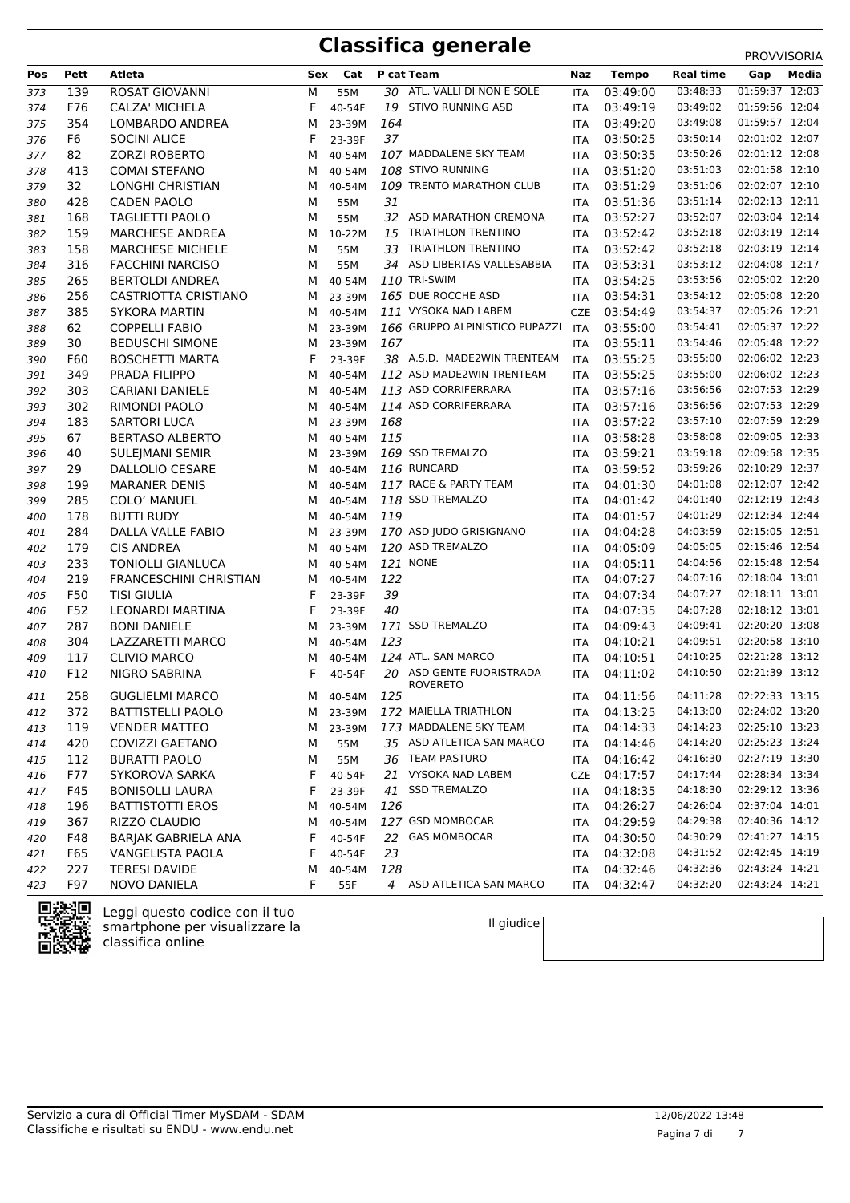# Classifica generale

PROVVISORIA

| Pos | Pett | Atleta | Sex | Cat | P cat | Team | Naz | Tempo | Real time | Gap | Media |
|---|---|---|---|---|---|---|---|---|---|---|---|
| 373 | 139 | ROSAT GIOVANNI | M | 55M | 30 | ATL. VALLI DI NON E SOLE | ITA | 03:49:00 | 03:48:33 | 01:59:37 | 12:03 |
| 374 | F76 | CALZA' MICHELA | F | 40-54F | 19 | STIVO RUNNING ASD | ITA | 03:49:19 | 03:49:02 | 01:59:56 | 12:04 |
| 375 | 354 | LOMBARDO ANDREA | M | 23-39M | 164 | | ITA | 03:49:20 | 03:49:08 | 01:59:57 | 12:04 |
| 376 | F6 | SOCINI ALICE | F | 23-39F | 37 | | ITA | 03:50:25 | 03:50:14 | 02:01:02 | 12:07 |
| 377 | 82 | ZORZI ROBERTO | M | 40-54M | 107 | MADDALENE SKY TEAM | ITA | 03:50:35 | 03:50:26 | 02:01:12 | 12:08 |
| 378 | 413 | COMAI STEFANO | M | 40-54M | 108 | STIVO RUNNING | ITA | 03:51:20 | 03:51:03 | 02:01:58 | 12:10 |
| 379 | 32 | LONGHI CHRISTIAN | M | 40-54M | 109 | TRENTO MARATHON CLUB | ITA | 03:51:29 | 03:51:06 | 02:02:07 | 12:10 |
| 380 | 428 | CADEN PAOLO | M | 55M | 31 | | ITA | 03:51:36 | 03:51:14 | 02:02:13 | 12:11 |
| 381 | 168 | TAGLIETTI PAOLO | M | 55M | 32 | ASD MARATHON CREMONA | ITA | 03:52:27 | 03:52:07 | 02:03:04 | 12:14 |
| 382 | 159 | MARCHESE ANDREA | M | 10-22M | 15 | TRIATHLON TRENTINO | ITA | 03:52:42 | 03:52:18 | 02:03:19 | 12:14 |
| 383 | 158 | MARCHESE MICHELE | M | 55M | 33 | TRIATHLON TRENTINO | ITA | 03:52:42 | 03:52:18 | 02:03:19 | 12:14 |
| 384 | 316 | FACCHINI NARCISO | M | 55M | 34 | ASD LIBERTAS VALLESABBIA | ITA | 03:53:31 | 03:53:12 | 02:04:08 | 12:17 |
| 385 | 265 | BERTOLDI ANDREA | M | 40-54M | 110 | TRI-SWIM | ITA | 03:54:25 | 03:53:56 | 02:05:02 | 12:20 |
| 386 | 256 | CASTRIOTTA CRISTIANO | M | 23-39M | 165 | DUE ROCCHE ASD | ITA | 03:54:31 | 03:54:12 | 02:05:08 | 12:20 |
| 387 | 385 | SYKORA MARTIN | M | 40-54M | 111 | VYSOKA NAD LABEM | CZE | 03:54:49 | 03:54:37 | 02:05:26 | 12:21 |
| 388 | 62 | COPPELLI FABIO | M | 23-39M | 166 | GRUPPO ALPINISTICO PUPAZZI | ITA | 03:55:00 | 03:54:41 | 02:05:37 | 12:22 |
| 389 | 30 | BEDUSCHI SIMONE | M | 23-39M | 167 | | ITA | 03:55:11 | 03:54:46 | 02:05:48 | 12:22 |
| 390 | F60 | BOSCHETTI MARTA | F | 23-39F | 38 | A.S.D. MADE2WIN TRENTEAM | ITA | 03:55:25 | 03:55:00 | 02:06:02 | 12:23 |
| 391 | 349 | PRADA FILIPPO | M | 40-54M | 112 | ASD MADE2WIN TRENTEAM | ITA | 03:55:25 | 03:55:00 | 02:06:02 | 12:23 |
| 392 | 303 | CARIANI DANIELE | M | 40-54M | 113 | ASD CORRIFERRARA | ITA | 03:57:16 | 03:56:56 | 02:07:53 | 12:29 |
| 393 | 302 | RIMONDI PAOLO | M | 40-54M | 114 | ASD CORRIFERRARA | ITA | 03:57:16 | 03:56:56 | 02:07:53 | 12:29 |
| 394 | 183 | SARTORI LUCA | M | 23-39M | 168 | | ITA | 03:57:22 | 03:57:10 | 02:07:59 | 12:29 |
| 395 | 67 | BERTASO ALBERTO | M | 40-54M | 115 | | ITA | 03:58:28 | 03:58:08 | 02:09:05 | 12:33 |
| 396 | 40 | SULEJMANI SEMIR | M | 23-39M | 169 | SSD TREMALZO | ITA | 03:59:21 | 03:59:18 | 02:09:58 | 12:35 |
| 397 | 29 | DALLOLIO CESARE | M | 40-54M | 116 | RUNCARD | ITA | 03:59:52 | 03:59:26 | 02:10:29 | 12:37 |
| 398 | 199 | MARANER DENIS | M | 40-54M | 117 | RACE & PARTY TEAM | ITA | 04:01:30 | 04:01:08 | 02:12:07 | 12:42 |
| 399 | 285 | COLO' MANUEL | M | 40-54M | 118 | SSD TREMALZO | ITA | 04:01:42 | 04:01:40 | 02:12:19 | 12:43 |
| 400 | 178 | BUTTI RUDY | M | 40-54M | 119 | | ITA | 04:01:57 | 04:01:29 | 02:12:34 | 12:44 |
| 401 | 284 | DALLA VALLE FABIO | M | 23-39M | 170 | ASD JUDO GRISIGNANO | ITA | 04:04:28 | 04:03:59 | 02:15:05 | 12:51 |
| 402 | 179 | CIS ANDREA | M | 40-54M | 120 | ASD TREMALZO | ITA | 04:05:09 | 04:05:05 | 02:15:46 | 12:54 |
| 403 | 233 | TONIOLLI GIANLUCA | M | 40-54M | 121 | NONE | ITA | 04:05:11 | 04:04:56 | 02:15:48 | 12:54 |
| 404 | 219 | FRANCESCHINI CHRISTIAN | M | 40-54M | 122 | | ITA | 04:07:27 | 04:07:16 | 02:18:04 | 13:01 |
| 405 | F50 | TISI GIULIA | F | 23-39F | 39 | | ITA | 04:07:34 | 04:07:27 | 02:18:11 | 13:01 |
| 406 | F52 | LEONARDI MARTINA | F | 23-39F | 40 | | ITA | 04:07:35 | 04:07:28 | 02:18:12 | 13:01 |
| 407 | 287 | BONI DANIELE | M | 23-39M | 171 | SSD TREMALZO | ITA | 04:09:43 | 04:09:41 | 02:20:20 | 13:08 |
| 408 | 304 | LAZZARETTI MARCO | M | 40-54M | 123 | | ITA | 04:10:21 | 04:09:51 | 02:20:58 | 13:10 |
| 409 | 117 | CLIVIO MARCO | M | 40-54M | 124 | ATL. SAN MARCO | ITA | 04:10:51 | 04:10:25 | 02:21:28 | 13:12 |
| 410 | F12 | NIGRO SABRINA | F | 40-54F | 20 | ASD GENTE FUORISTRADA ROVERETO | ITA | 04:11:02 | 04:10:50 | 02:21:39 | 13:12 |
| 411 | 258 | GUGLIELMI MARCO | M | 40-54M | 125 | | ITA | 04:11:56 | 04:11:28 | 02:22:33 | 13:15 |
| 412 | 372 | BATTISTELLI PAOLO | M | 23-39M | 172 | MAIELLA TRIATHLON | ITA | 04:13:25 | 04:13:00 | 02:24:02 | 13:20 |
| 413 | 119 | VENDER MATTEO | M | 23-39M | 173 | MADDALENE SKY TEAM | ITA | 04:14:33 | 04:14:23 | 02:25:10 | 13:23 |
| 414 | 420 | COVIZZI GAETANO | M | 55M | 35 | ASD ATLETICA SAN MARCO | ITA | 04:14:46 | 04:14:20 | 02:25:23 | 13:24 |
| 415 | 112 | BURATTI PAOLO | M | 55M | 36 | TEAM PASTURO | ITA | 04:16:42 | 04:16:30 | 02:27:19 | 13:30 |
| 416 | F77 | SYKOROVA SARKA | F | 40-54F | 21 | VYSOKA NAD LABEM | CZE | 04:17:57 | 04:17:44 | 02:28:34 | 13:34 |
| 417 | F45 | BONISOLLI LAURA | F | 23-39F | 41 | SSD TREMALZO | ITA | 04:18:35 | 04:18:30 | 02:29:12 | 13:36 |
| 418 | 196 | BATTISTOTTI EROS | M | 40-54M | 126 | | ITA | 04:26:27 | 04:26:04 | 02:37:04 | 14:01 |
| 419 | 367 | RIZZO CLAUDIO | M | 40-54M | 127 | GSD MOMBOCAR | ITA | 04:29:59 | 04:29:38 | 02:40:36 | 14:12 |
| 420 | F48 | BARJAK GABRIELA ANA | F | 40-54F | 22 | GAS MOMBOCAR | ITA | 04:30:50 | 04:30:29 | 02:41:27 | 14:15 |
| 421 | F65 | VANGELISTA PAOLA | F | 40-54F | 23 | | ITA | 04:32:08 | 04:31:52 | 02:42:45 | 14:19 |
| 422 | 227 | TERESI DAVIDE | M | 40-54M | 128 | | ITA | 04:32:46 | 04:32:36 | 02:43:23 | 14:21 |
| 423 | F97 | NOVO DANIELA | F | 55F | 4 | ASD ATLETICA SAN MARCO | ITA | 04:32:47 | 04:32:20 | 02:43:24 | 14:21 |

Leggi questo codice con il tuo smartphone per visualizzare la classifica online

Il giudice

Servizio a cura di Official Timer MySDAM - SDAM
Classifiche e risultati su ENDU - www.endu.net

12/06/2022 13:48